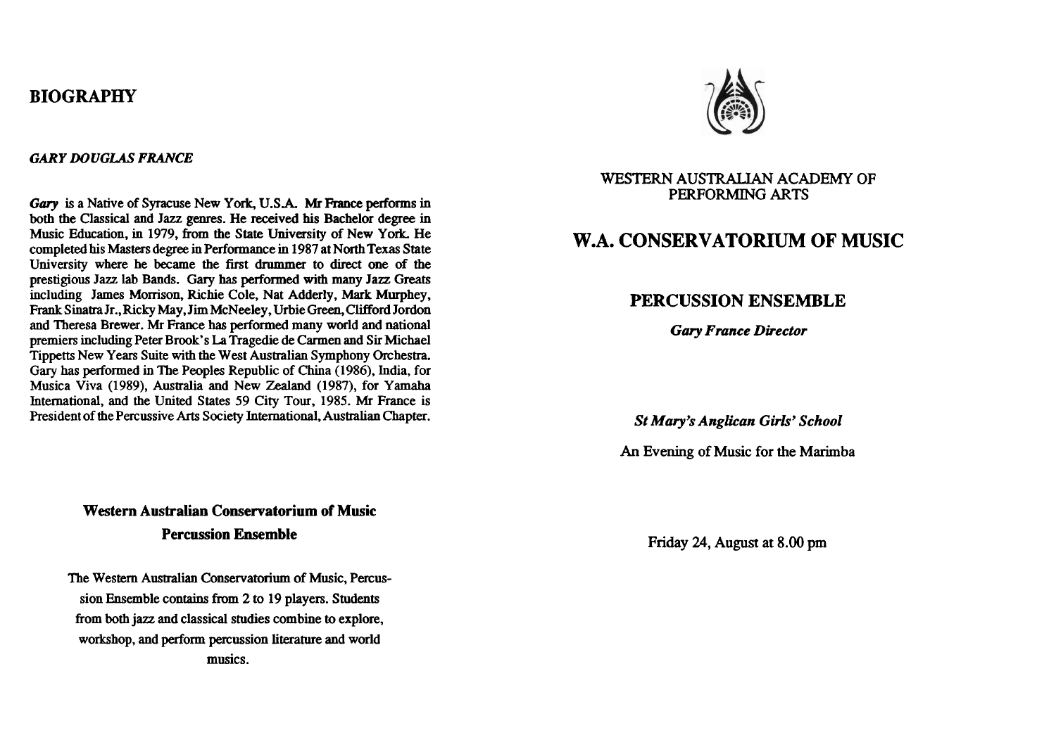## BIOGRAPHY

### *GARY DOUGLAS FRANCE*

***Gary*** is a Native of Syracuse New York, U.S.A. Mr France performs in both the Classical and Jazz genres. He received his Bachelor degree in Music Education, in 1979, from the State University of New York. He completed his Masters degree in Performance in 1987 at North Texas State University where he became the first drummer to direct one of the prestigious Jazz lab Bands. Gary has performed with many Jazz Greats including James Morrison, Richie Cole, Nat Adderly, Mark Murphey, Frank Sinatra Jr., Ricky May, Jim McNeeley, Urbie Green, Clifford Jordon and Theresa Brewer. Mr France has performed many world and national premiers including Peter Brook's La Tragedie de Carmen and Sir Michael Tippetts New Years Suite with the West Australian Symphony Orchestra. Gary has performed in The Peoples Republic of China (1986), India, for Musica Viva (1989), Australia and New Zealand (1987), for Yamaha International, and the United States 59 City Tour, 1985. Mr France is President of the Percussive Arts Society International, Australian Chapter.

### Western Australian Conservatorium of Music Percussion Ensemble

The Western Australian Conservatorium of Music, Percussion Ensemble contains from 2 to 19 players. Students from both jazz and classical studies combine to explore, workshop, and perform percussion literature and world musics.

WESTERN AUSTRALIAN ACADEMY OF PERFORMING ARTS

# W.A. CONSERVATORIUM OF MUSIC

## PERCUSSION ENSEMBLE

***Gary France Director***

***St Mary's Anglican Girls' School***

An Evening of Music for the Marimba

Friday 24, August at 8.00 pm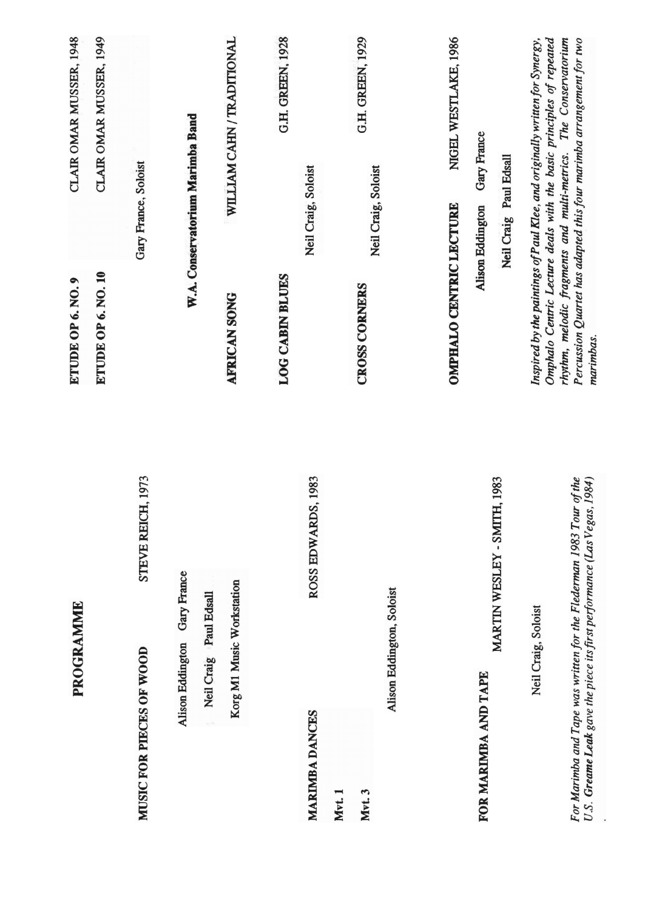# PROGRAMME

**MUSIC FOR PIECES OF WOOD** — STEVE REICH, 1973

Alison Eddington Gary France

Neil Craig Paul Edsall

Korg M1 Music Workstation

**MARIMBA DANCES** — ROSS EDWARDS, 1983

**Mvt. 1**

**Mvt. 3**

Alison Eddington, Soloist

**FOR MARIMBA AND TAPE** — MARTIN WESLEY - SMITH, 1983

Neil Craig, Soloist

*For Marimba and Tape was written for the Flederman 1983 Tour of the U.S.* ***Greame Leak*** *gave the piece its first performance (Las Vegas, 1984)*

**ETUDE OP 6. NO. 9** — CLAIR OMAR MUSSER, 1948

**ETUDE OP 6. NO. 10** — CLAIR OMAR MUSSER, 1949

Gary France, Soloist

**W.A. Conservatorium Marimba Band**

**AFRICAN SONG** — WILLIAM CAHN / TRADITIONAL

**LOG CABIN BLUES** — G.H. GREEN, 1928

Neil Craig, Soloist

**CROSS CORNERS** — G.H. GREEN, 1929

Neil Craig, Soloist

**OMPHALO CENTRIC LECTURE** — NIGEL WESTLAKE, 1986

Alison Eddington Gary France

Neil Craig Paul Edsall

*Inspired by the paintings of Paul Klee, and originally written for Synergy, Omphalo Centric Lecture deals with the basic principles of repeated rhythm, melodic fragments and multi-metrics. The Conservatorium Percussion Quartet has adapted this four marimba arrangement for two marimbas.*